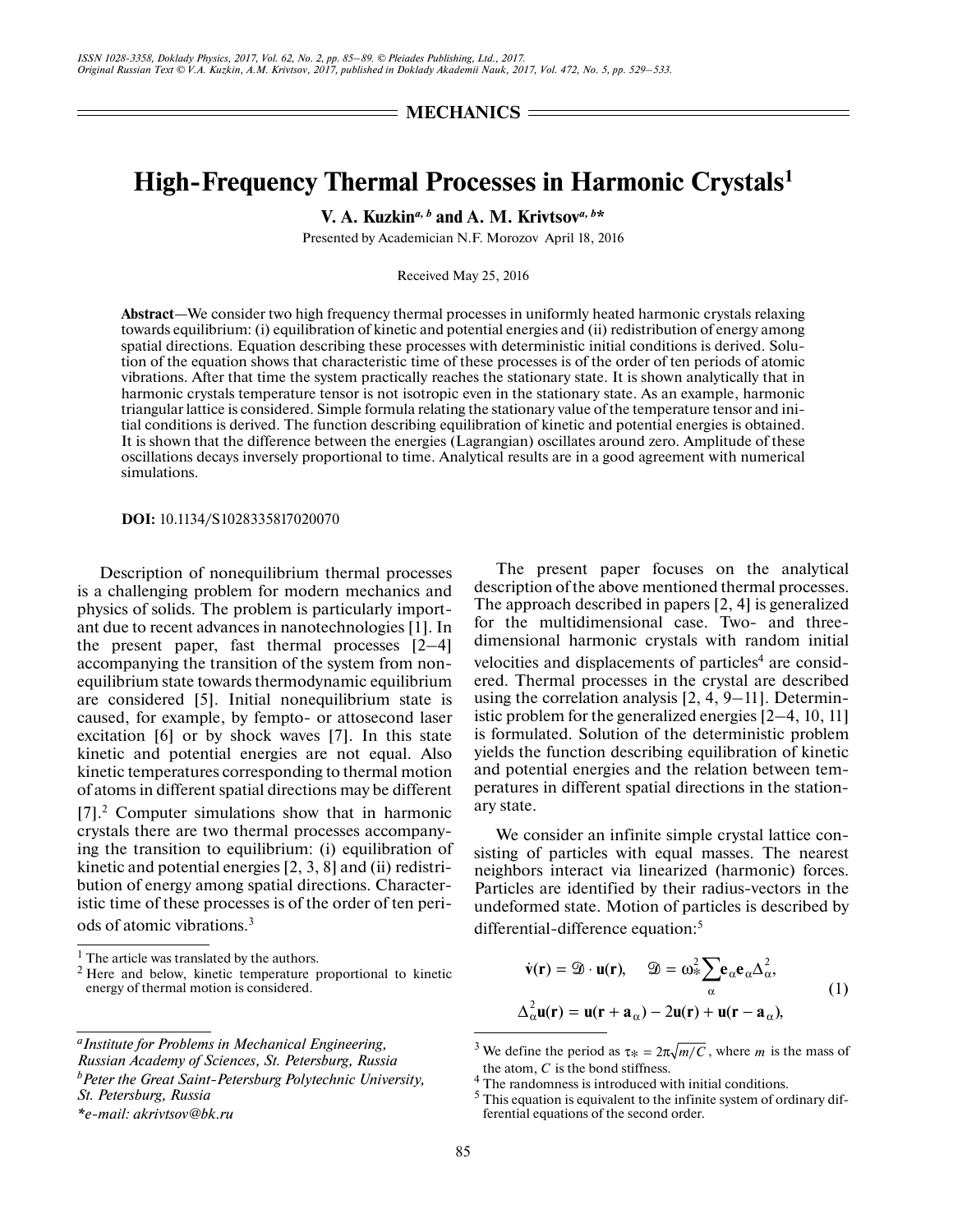MECHANICS

# High-Frequency Thermal Processes in Harmonic Crystals[1]

**V. A. Kuzkin[a, b] and A. M. Krivtsov[a, b]***

Presented by Academician N.F. Morozov April 18, 2016

Received May 25, 2016

**Abstract**—We consider two high frequency thermal processes in uniformly heated harmonic crystals relaxing towards equilibrium: (i) equilibration of kinetic and potential energies and (ii) redistribution of energy among spatial directions. Equation describing these processes with deterministic initial conditions is derived. Solution of the equation shows that characteristic time of these processes is of the order of ten periods of atomic vibrations. After that time the system practically reaches the stationary state. It is shown analytically that in harmonic crystals temperature tensor is not isotropic even in the stationary state. As an example, harmonic triangular lattice is considered. Simple formula relating the stationary value of the temperature tensor and initial conditions is derived. The function describing equilibration of kinetic and potential energies is obtained. It is shown that the difference between the energies (Lagrangian) oscillates around zero. Amplitude of these oscillations decays inversely proportional to time. Analytical results are in a good agreement with numerical simulations.

**DOI:** 10.1134/S1028335817020070

Description of nonequilibrium thermal processes is a challenging problem for modern mechanics and physics of solids. The problem is particularly important due to recent advances in nanotechnologies [1]. In the present paper, fast thermal processes [2–4] accompanying the transition of the system from nonequilibrium state towards thermodynamic equilibrium are considered [5]. Initial nonequilibrium state is caused, for example, by fempto- or attosecond laser excitation [6] or by shock waves [7]. In this state kinetic and potential energies are not equal. Also kinetic temperatures corresponding to thermal motion of atoms in different spatial directions may be different [7].[2] Computer simulations show that in harmonic crystals there are two thermal processes accompanying the transition to equilibrium: (i) equilibration of kinetic and potential energies [2, 3, 8] and (ii) redistribution of energy among spatial directions. Characteristic time of these processes is of the order of ten periods of atomic vibrations.[3]

The present paper focuses on the analytical description of the above mentioned thermal processes. The approach described in papers [2, 4] is generalized for the multidimensional case. Two- and three-dimensional harmonic crystals with random initial velocities and displacements of particles[4] are considered. Thermal processes in the crystal are described using the correlation analysis [2, 4, 9–11]. Deterministic problem for the generalized energies [2–4, 10, 11] is formulated. Solution of the deterministic problem yields the function describing equilibration of kinetic and potential energies and the relation between temperatures in different spatial directions in the stationary state.

We consider an infinite simple crystal lattice consisting of particles with equal masses. The nearest neighbors interact via linearized (harmonic) forces. Particles are identified by their radius-vectors in the undeformed state. Motion of particles is described by differential-difference equation:[5]

$$\dot{\mathbf{v}}(\mathbf{r}) = \mathcal{D}\cdot\mathbf{u}(\mathbf{r}), \quad \mathcal{D} = \omega_*^2\sum_\alpha \mathbf{e}_\alpha\mathbf{e}_\alpha\Delta_\alpha^2,$$
$$\Delta_\alpha^2\mathbf{u}(\mathbf{r}) = \mathbf{u}(\mathbf{r}+\mathbf{a}_\alpha) - 2\mathbf{u}(\mathbf{r}) + \mathbf{u}(\mathbf{r}-\mathbf{a}_\alpha), \tag{1}$$

---

[1] The article was translated by the authors.

[2] Here and below, kinetic temperature proportional to kinetic energy of thermal motion is considered.

[3] We define the period as $\tau_* = 2\pi\sqrt{m/C}$, where $m$ is the mass of the atom, $C$ is the bond stiffness.

[4] The randomness is introduced with initial conditions.

[5] This equation is equivalent to the infinite system of ordinary differential equations of the second order.

[a] *Institute for Problems in Mechanical Engineering, Russian Academy of Sciences, St. Petersburg, Russia*

[b] *Peter the Great Saint-Petersburg Polytechnic University, St. Petersburg, Russia*

**e-mail: akrivtsov@bk.ru*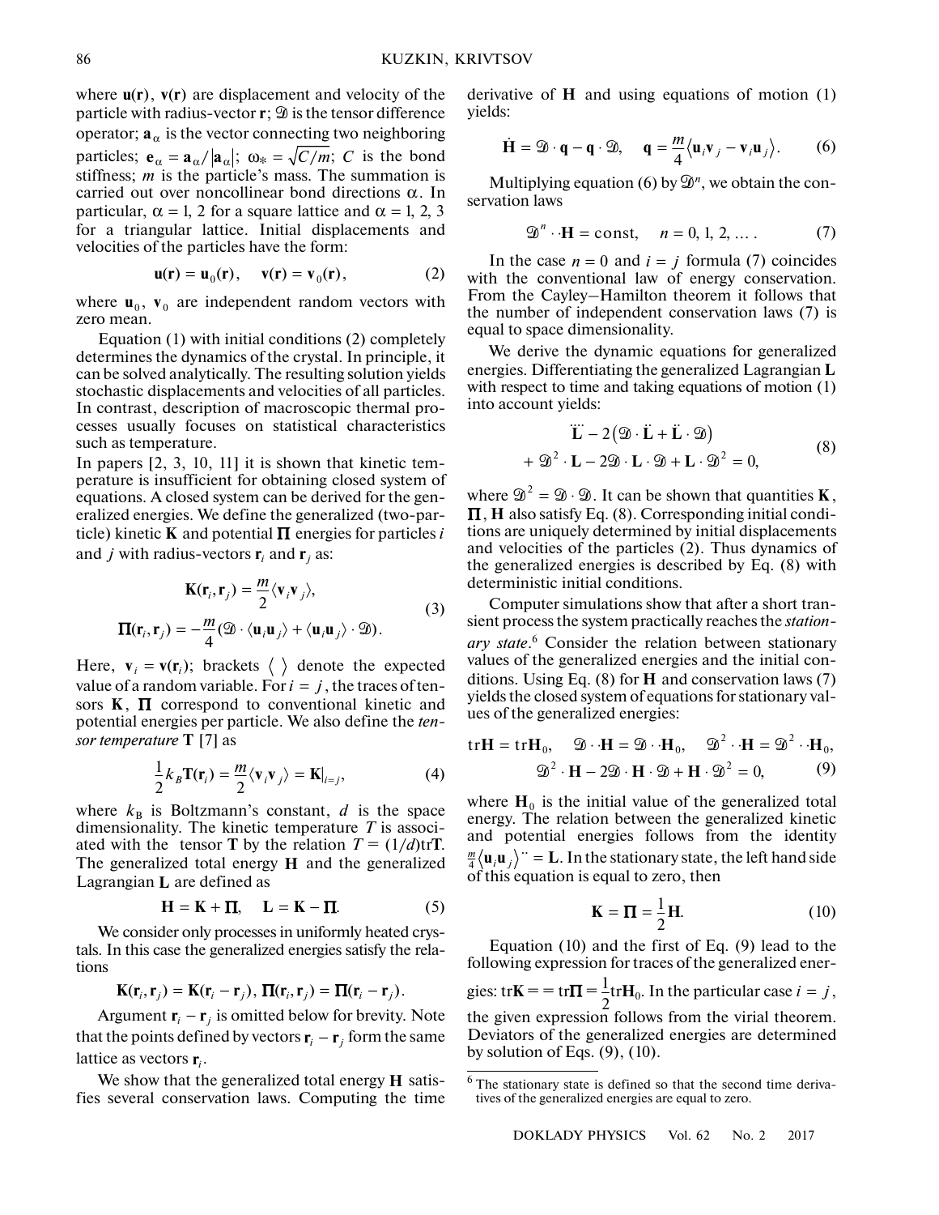where $\mathbf{u}(\mathbf{r})$, $\mathbf{v}(\mathbf{r})$ are displacement and velocity of the particle with radius-vector $\mathbf{r}$; $\mathcal{D}$ is the tensor difference operator; $\mathbf{a}_\alpha$ is the vector connecting two neighboring particles; $\mathbf{e}_\alpha = \mathbf{a}_\alpha/|\mathbf{a}_\alpha|$; $\omega_* = \sqrt{C/m}$; $C$ is the bond stiffness; $m$ is the particle's mass. The summation is carried out over noncollinear bond directions $\alpha$. In particular, $\alpha = 1, 2$ for a square lattice and $\alpha = 1, 2, 3$ for a triangular lattice. Initial displacements and velocities of the particles have the form:

$$\mathbf{u}(\mathbf{r}) = \mathbf{u}_0(\mathbf{r}), \quad \mathbf{v}(\mathbf{r}) = \mathbf{v}_0(\mathbf{r}), \tag{2}$$

where $\mathbf{u}_0$, $\mathbf{v}_0$ are independent random vectors with zero mean.

Equation (1) with initial conditions (2) completely determines the dynamics of the crystal. In principle, it can be solved analytically. The resulting solution yields stochastic displacements and velocities of all particles. In contrast, description of macroscopic thermal processes usually focuses on statistical characteristics such as temperature.

In papers [2, 3, 10, 11] it is shown that kinetic temperature is insufficient for obtaining closed system of equations. A closed system can be derived for the generalized energies. We define the generalized (two-particle) kinetic $\mathbf{K}$ and potential $\mathbf{\Pi}$ energies for particles $i$ and $j$ with radius-vectors $\mathbf{r}_i$ and $\mathbf{r}_j$ as:

$$\mathbf{K}(\mathbf{r}_i, \mathbf{r}_j) = \frac{m}{2}\langle \mathbf{v}_i \mathbf{v}_j \rangle,$$
$$\mathbf{\Pi}(\mathbf{r}_i, \mathbf{r}_j) = -\frac{m}{4}(\mathcal{D} \cdot \langle \mathbf{u}_i \mathbf{u}_j \rangle + \langle \mathbf{u}_i \mathbf{u}_j \rangle \cdot \mathcal{D}). \tag{3}$$

Here, $\mathbf{v}_i = \mathbf{v}(\mathbf{r}_i)$; brackets $\langle\ \rangle$ denote the expected value of a random variable. For $i = j$, the traces of tensors $\mathbf{K}$, $\mathbf{\Pi}$ correspond to conventional kinetic and potential energies per particle. We also define the *tensor temperature* $\mathbf{T}$ [7] as

$$\frac{1}{2}k_B \mathbf{T}(\mathbf{r}_i) = \frac{m}{2}\langle \mathbf{v}_i \mathbf{v}_j \rangle = \mathbf{K}|_{i=j}, \tag{4}$$

where $k_B$ is Boltzmann's constant, $d$ is the space dimensionality. The kinetic temperature $T$ is associated with the tensor $\mathbf{T}$ by the relation $T = (1/d)\mathrm{tr}\mathbf{T}$. The generalized total energy $\mathbf{H}$ and the generalized Lagrangian $\mathbf{L}$ are defined as

$$\mathbf{H} = \mathbf{K} + \mathbf{\Pi}, \quad \mathbf{L} = \mathbf{K} - \mathbf{\Pi}. \tag{5}$$

We consider only processes in uniformly heated crystals. In this case the generalized energies satisfy the relations

$$\mathbf{K}(\mathbf{r}_i, \mathbf{r}_j) = \mathbf{K}(\mathbf{r}_i - \mathbf{r}_j), \ \mathbf{\Pi}(\mathbf{r}_i, \mathbf{r}_j) = \mathbf{\Pi}(\mathbf{r}_i - \mathbf{r}_j).$$

Argument $\mathbf{r}_i - \mathbf{r}_j$ is omitted below for brevity. Note that the points defined by vectors $\mathbf{r}_i - \mathbf{r}_j$ form the same lattice as vectors $\mathbf{r}_i$.

We show that the generalized total energy $\mathbf{H}$ satisfies several conservation laws. Computing the time derivative of $\mathbf{H}$ and using equations of motion (1) yields:

$$\dot{\mathbf{H}} = \mathcal{D} \cdot \mathbf{q} - \mathbf{q} \cdot \mathcal{D}, \quad \mathbf{q} = \frac{m}{4}\langle \mathbf{u}_i \mathbf{v}_j - \mathbf{v}_i \mathbf{u}_j \rangle. \tag{6}$$

Multiplying equation (6) by $\mathcal{D}^n$, we obtain the conservation laws

$$\mathcal{D}^n \cdot\cdot \mathbf{H} = \mathrm{const}, \quad n = 0, 1, 2, \ldots. \tag{7}$$

In the case $n = 0$ and $i = j$ formula (7) coincides with the conventional law of energy conservation. From the Cayley–Hamilton theorem it follows that the number of independent conservation laws (7) is equal to space dimensionality.

We derive the dynamic equations for generalized energies. Differentiating the generalized Lagrangian $\mathbf{L}$ with respect to time and taking equations of motion (1) into account yields:

$$\ddot{\ddot{\mathbf{L}}} - 2(\mathcal{D} \cdot \ddot{\mathbf{L}} + \ddot{\mathbf{L}} \cdot \mathcal{D})$$
$$+ \mathcal{D}^2 \cdot \mathbf{L} - 2\mathcal{D} \cdot \mathbf{L} \cdot \mathcal{D} + \mathbf{L} \cdot \mathcal{D}^2 = 0, \tag{8}$$

where $\mathcal{D}^2 = \mathcal{D} \cdot \mathcal{D}$. It can be shown that quantities $\mathbf{K}$, $\mathbf{\Pi}$, $\mathbf{H}$ also satisfy Eq. (8). Corresponding initial conditions are uniquely determined by initial displacements and velocities of the particles (2). Thus dynamics of the generalized energies is described by Eq. (8) with deterministic initial conditions.

Computer simulations show that after a short transient process the system practically reaches the *stationary state*.[6] Consider the relation between stationary values of the generalized energies and the initial conditions. Using Eq. (8) for $\mathbf{H}$ and conservation laws (7) yields the closed system of equations for stationary values of the generalized energies:

$$\mathrm{tr}\mathbf{H} = \mathrm{tr}\mathbf{H}_0, \quad \mathcal{D} \cdot\cdot \mathbf{H} = \mathcal{D} \cdot\cdot \mathbf{H}_0, \quad \mathcal{D}^2 \cdot\cdot \mathbf{H} = \mathcal{D}^2 \cdot\cdot \mathbf{H}_0,$$
$$\mathcal{D}^2 \cdot \mathbf{H} - 2\mathcal{D} \cdot \mathbf{H} \cdot \mathcal{D} + \mathbf{H} \cdot \mathcal{D}^2 = 0, \tag{9}$$

where $\mathbf{H}_0$ is the initial value of the generalized total energy. The relation between the generalized kinetic and potential energies follows from the identity $\frac{m}{4}\langle \mathbf{u}_i \mathbf{u}_j \rangle^{\cdot\cdot} = \mathbf{L}$. In the stationary state, the left hand side of this equation is equal to zero, then

$$\mathbf{K} = \mathbf{\Pi} = \frac{1}{2}\mathbf{H}. \tag{10}$$

Equation (10) and the first of Eq. (9) lead to the following expression for traces of the generalized energies: $\mathrm{tr}\mathbf{K} = = \mathrm{tr}\mathbf{\Pi} = \frac{1}{2}\mathrm{tr}\mathbf{H}_0$. In the particular case $i = j$, the given expression follows from the virial theorem. Deviators of the generalized energies are determined by solution of Eqs. (9), (10).

[6] The stationary state is defined so that the second time derivatives of the generalized energies are equal to zero.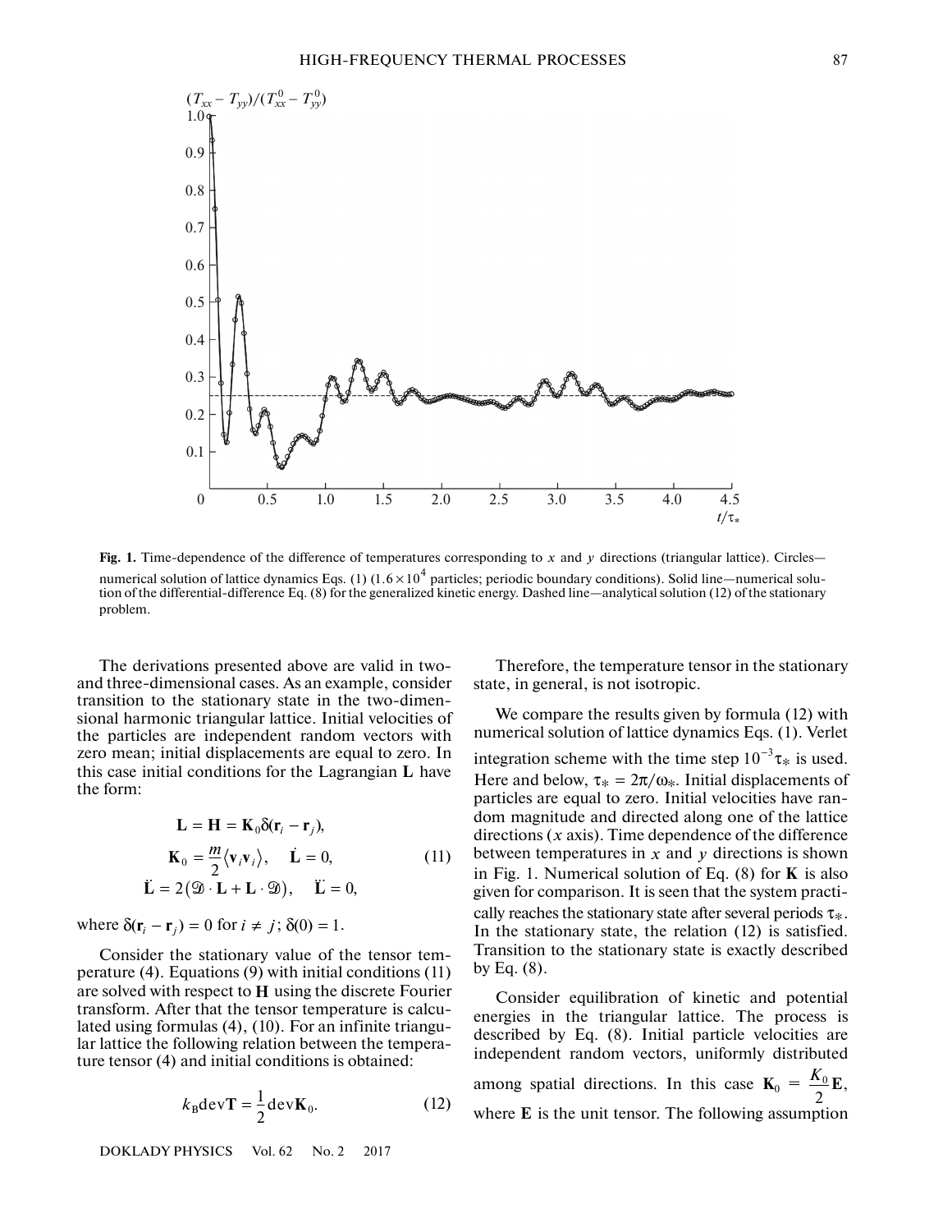Fig. 1. Time-dependence of the difference of temperatures corresponding to $x$ and $y$ directions (triangular lattice). Circles—numerical solution of lattice dynamics Eqs. (1) ($1.6 \times 10^4$ particles; periodic boundary conditions). Solid line—numerical solution of the differential-difference Eq. (8) for the generalized kinetic energy. Dashed line—analytical solution (12) of the stationary problem.

The derivations presented above are valid in two- and three-dimensional cases. As an example, consider transition to the stationary state in the two-dimensional harmonic triangular lattice. Initial velocities of the particles are independent random vectors with zero mean; initial displacements are equal to zero. In this case initial conditions for the Lagrangian $\mathbf{L}$ have the form:

$$
\begin{gathered}
\mathbf{L} = \mathbf{H} = \mathbf{K}_0 \delta(\mathbf{r}_i - \mathbf{r}_j), \\
\mathbf{K}_0 = \frac{m}{2}\langle \mathbf{v}_i \mathbf{v}_i \rangle, \quad \dot{\mathbf{L}} = 0, \\
\ddot{\mathbf{L}} = 2(\mathfrak{D} \cdot \mathbf{L} + \mathbf{L} \cdot \mathfrak{D}), \quad \dddot{\mathbf{L}} = 0,
\end{gathered}
\tag{11}
$$

where $\delta(\mathbf{r}_i - \mathbf{r}_j) = 0$ for $i \neq j$; $\delta(0) = 1$.

Consider the stationary value of the tensor temperature (4). Equations (9) with initial conditions (11) are solved with respect to $\mathbf{H}$ using the discrete Fourier transform. After that the tensor temperature is calculated using formulas (4), (10). For an infinite triangular lattice the following relation between the temperature tensor (4) and initial conditions is obtained:

$$
k_{\mathrm{B}} \operatorname{dev} \mathbf{T} = \frac{1}{2} \operatorname{dev} \mathbf{K}_0. \tag{12}
$$

Therefore, the temperature tensor in the stationary state, in general, is not isotropic.

We compare the results given by formula (12) with numerical solution of lattice dynamics Eqs. (1). Verlet integration scheme with the time step $10^{-3}\tau_*$ is used. Here and below, $\tau_* = 2\pi/\omega_*$. Initial displacements of particles are equal to zero. Initial velocities have random magnitude and directed along one of the lattice directions ($x$ axis). Time dependence of the difference between temperatures in $x$ and $y$ directions is shown in Fig. 1. Numerical solution of Eq. (8) for $\mathbf{K}$ is also given for comparison. It is seen that the system practically reaches the stationary state after several periods $\tau_*$. In the stationary state, the relation (12) is satisfied. Transition to the stationary state is exactly described by Eq. (8).

Consider equilibration of kinetic and potential energies in the triangular lattice. The process is described by Eq. (8). Initial particle velocities are independent random vectors, uniformly distributed among spatial directions. In this case $\mathbf{K}_0 = \frac{K_0}{2}\mathbf{E}$, where $\mathbf{E}$ is the unit tensor. The following assumption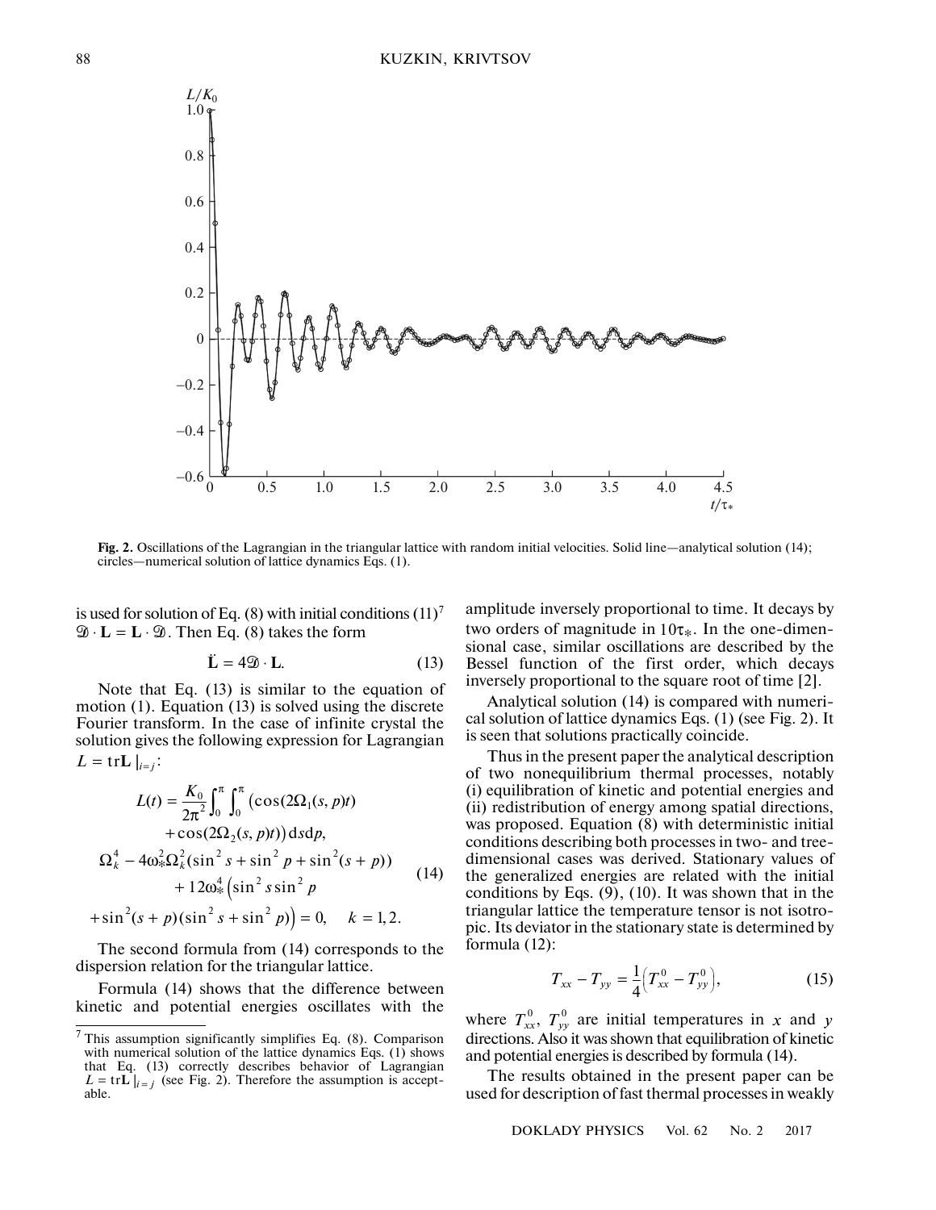Fig. 2. Oscillations of the Lagrangian in the triangular lattice with random initial velocities. Solid line—analytical solution (14); circles—numerical solution of lattice dynamics Eqs. (1).

is used for solution of Eq. (8) with initial conditions (11)[7] $\mathfrak{D} \cdot \mathbf{L} = \mathbf{L} \cdot \mathfrak{D}$. Then Eq. (8) takes the form

$$\ddot{\mathbf{L}} = 4\mathfrak{D} \cdot \mathbf{L}. \tag{13}$$

Note that Eq. (13) is similar to the equation of motion (1). Equation (13) is solved using the discrete Fourier transform. In the case of infinite crystal the solution gives the following expression for Lagrangian $L = \mathrm{tr}\mathbf{L}\,|_{i=j}$:

$$\begin{gathered} L(t) = \frac{K_0}{2\pi^2}\int_0^{\pi}\int_0^{\pi}\left(\cos(2\Omega_1(s,p)t) \right. \\ \left. + \cos(2\Omega_2(s,p)t)\right)\mathrm{d}s\mathrm{d}p, \\ \Omega_k^4 - 4\omega_*^2\Omega_k^2(\sin^2 s + \sin^2 p + \sin^2(s+p)) \\ + 12\omega_*^4\left(\sin^2 s \sin^2 p \right. \\ \left. + \sin^2(s+p)(\sin^2 s + \sin^2 p)\right) = 0, \quad k = 1, 2. \end{gathered} \tag{14}$$

The second formula from (14) corresponds to the dispersion relation for the triangular lattice.

Formula (14) shows that the difference between kinetic and potential energies oscillates with the amplitude inversely proportional to time. It decays by two orders of magnitude in $10\tau_*$. In the one-dimensional case, similar oscillations are described by the Bessel function of the first order, which decays inversely proportional to the square root of time [2].

Analytical solution (14) is compared with numerical solution of lattice dynamics Eqs. (1) (see Fig. 2). It is seen that solutions practically coincide.

Thus in the present paper the analytical description of two nonequilibrium thermal processes, notably (i) equilibration of kinetic and potential energies and (ii) redistribution of energy among spatial directions, was proposed. Equation (8) with deterministic initial conditions describing both processes in two- and tree-dimensional cases was derived. Stationary values of the generalized energies are related with the initial conditions by Eqs. (9), (10). It was shown that in the triangular lattice the temperature tensor is not isotropic. Its deviator in the stationary state is determined by formula (12):

$$T_{xx} - T_{yy} = \frac{1}{4}\left(T_{xx}^0 - T_{yy}^0\right), \tag{15}$$

where $T_{xx}^0$, $T_{yy}^0$ are initial temperatures in $x$ and $y$ directions. Also it was shown that equilibration of kinetic and potential energies is described by formula (14).

The results obtained in the present paper can be used for description of fast thermal processes in weakly

[7] This assumption significantly simplifies Eq. (8). Comparison with numerical solution of the lattice dynamics Eqs. (1) shows that Eq. (13) correctly describes behavior of Lagrangian $L = \mathrm{tr}\mathbf{L}\,|_{i=j}$ (see Fig. 2). Therefore the assumption is acceptable.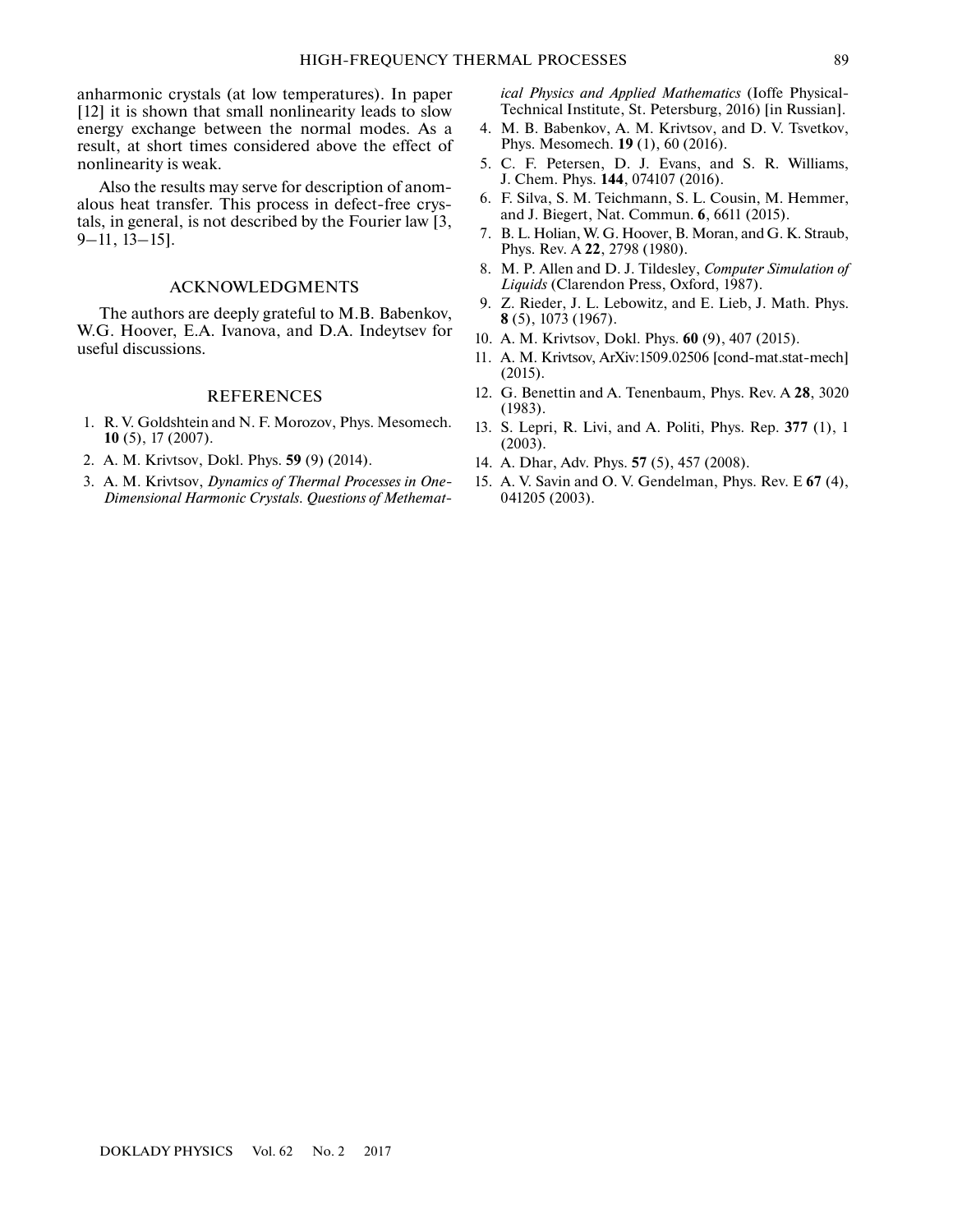anharmonic crystals (at low temperatures). In paper [12] it is shown that small nonlinearity leads to slow energy exchange between the normal modes. As a result, at short times considered above the effect of nonlinearity is weak.

Also the results may serve for description of anomalous heat transfer. This process in defect-free crystals, in general, is not described by the Fourier law [3, 9–11, 13–15].

## ACKNOWLEDGMENTS

The authors are deeply grateful to M.B. Babenkov, W.G. Hoover, E.A. Ivanova, and D.A. Indeytsev for useful discussions.

## REFERENCES

1. R. V. Goldshtein and N. F. Morozov, Phys. Mesomech. **10** (5), 17 (2007).
2. A. M. Krivtsov, Dokl. Phys. **59** (9) (2014).
3. A. M. Krivtsov, *Dynamics of Thermal Processes in One-Dimensional Harmonic Crystals. Questions of Methematical Physics and Applied Mathematics* (Ioffe Physical-Technical Institute, St. Petersburg, 2016) [in Russian].
4. M. B. Babenkov, A. M. Krivtsov, and D. V. Tsvetkov, Phys. Mesomech. **19** (1), 60 (2016).
5. C. F. Petersen, D. J. Evans, and S. R. Williams, J. Chem. Phys. **144**, 074107 (2016).
6. F. Silva, S. M. Teichmann, S. L. Cousin, M. Hemmer, and J. Biegert, Nat. Commun. **6**, 6611 (2015).
7. B. L. Holian, W. G. Hoover, B. Moran, and G. K. Straub, Phys. Rev. A **22**, 2798 (1980).
8. M. P. Allen and D. J. Tildesley, *Computer Simulation of Liquids* (Clarendon Press, Oxford, 1987).
9. Z. Rieder, J. L. Lebowitz, and E. Lieb, J. Math. Phys. **8** (5), 1073 (1967).
10. A. M. Krivtsov, Dokl. Phys. **60** (9), 407 (2015).
11. A. M. Krivtsov, ArXiv:1509.02506 [cond-mat.stat-mech] (2015).
12. G. Benettin and A. Tenenbaum, Phys. Rev. A **28**, 3020 (1983).
13. S. Lepri, R. Livi, and A. Politi, Phys. Rep. **377** (1), 1 (2003).
14. A. Dhar, Adv. Phys. **57** (5), 457 (2008).
15. A. V. Savin and O. V. Gendelman, Phys. Rev. E **67** (4), 041205 (2003).